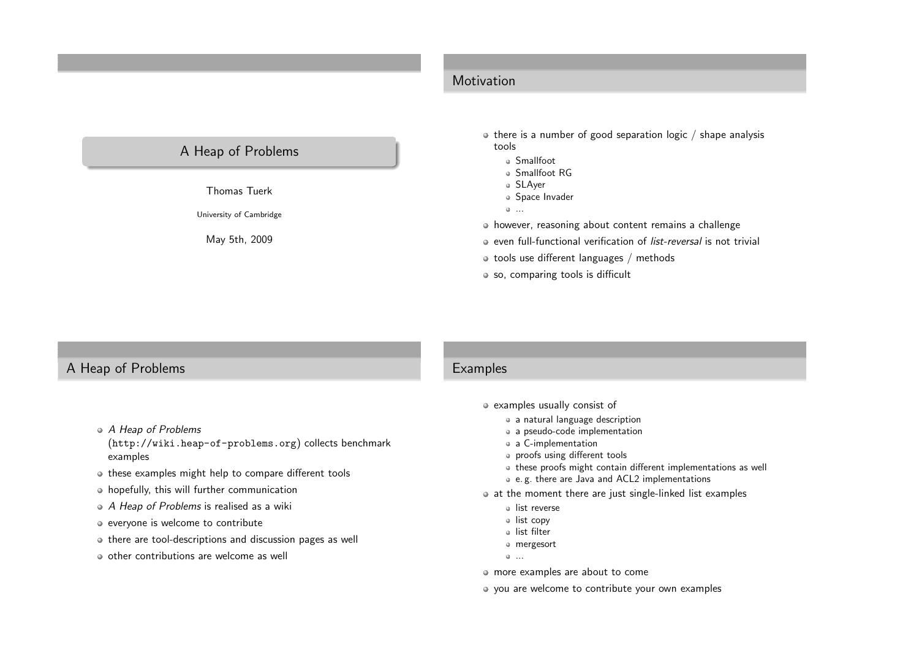# A Heap of Problems

Thomas Tuerk

University of Cambridge

May 5th, 2009

## Motivation

- there is a number of good separation logic / shape analysis tools
  - Smallfoot
  - Smallfoot RG
  - SLAyer
  - Space Invader
  - ...
- however, reasoning about content remains a challenge
- even full-functional verification of *list-reversal* is not trivial
- tools use different languages / methods
- so, comparing tools is difficult

## A Heap of Problems

- *A Heap of Problems* (`http://wiki.heap-of-problems.org`) collects benchmark examples
- these examples might help to compare different tools
- hopefully, this will further communication
- *A Heap of Problems* is realised as a wiki
- everyone is welcome to contribute
- there are tool-descriptions and discussion pages as well
- other contributions are welcome as well

## Examples

- examples usually consist of
  - a natural language description
  - a pseudo-code implementation
  - a C-implementation
  - proofs using different tools
  - these proofs might contain different implementations as well
  - e. g. there are Java and ACL2 implementations
- at the moment there are just single-linked list examples
  - list reverse
  - list copy
  - list filter
  - mergesort
  - ...
- more examples are about to come
- you are welcome to contribute your own examples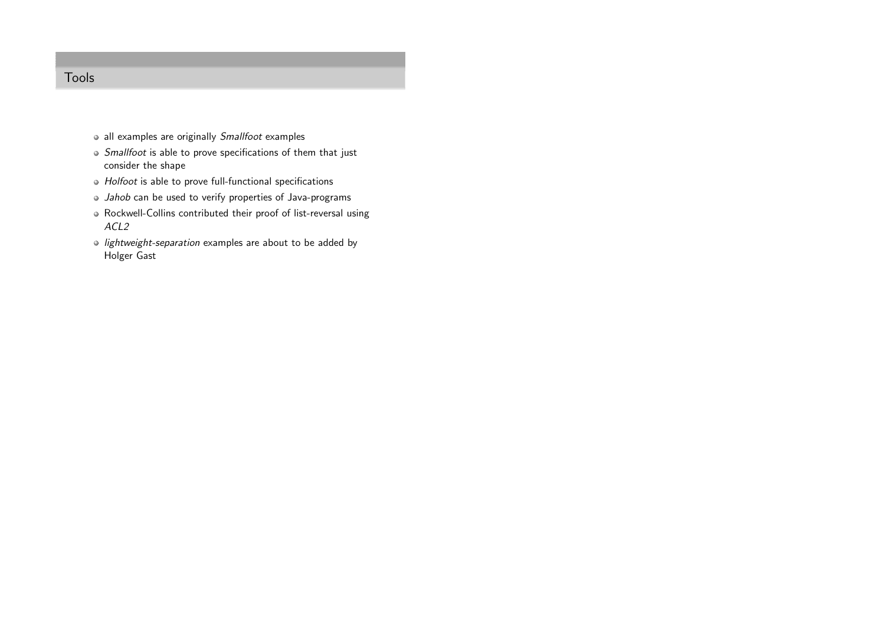## Tools

- all examples are originally *Smallfoot* examples
- *Smallfoot* is able to prove specifications of them that just consider the shape
- *Holfoot* is able to prove full-functional specifications
- *Jahob* can be used to verify properties of Java-programs
- Rockwell-Collins contributed their proof of list-reversal using *ACL2*
- *lightweight-separation* examples are about to be added by Holger Gast